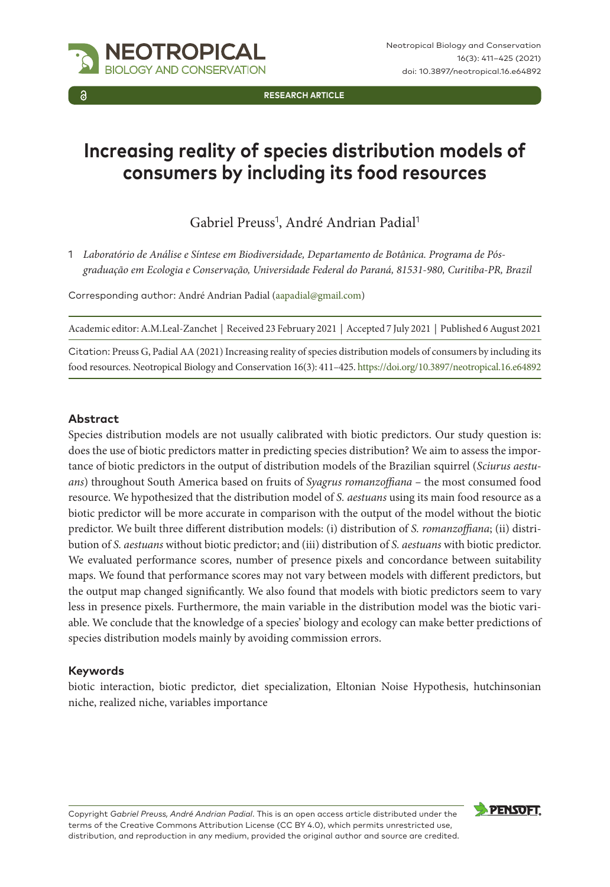RESEARCH ARTICLE

# Increasing reality of species distribution models of consumers by including its food resources

Gabriel Preuss[1], André Andrian Padial[1]

1 *Laboratório de Análise e Síntese em Biodiversidade, Departamento de Botânica. Programa de Pós-graduação em Ecologia e Conservação, Universidade Federal do Paraná, 81531-980, Curitiba-PR, Brazil*

Corresponding author: André Andrian Padial (aapadial@gmail.com)

Academic editor: A.M.Leal-Zanchet | Received 23 February 2021 | Accepted 7 July 2021 | Published 6 August 2021

Citation: Preuss G, Padial AA (2021) Increasing reality of species distribution models of consumers by including its food resources. Neotropical Biology and Conservation 16(3): 411–425. https://doi.org/10.3897/neotropical.16.e64892

## Abstract

Species distribution models are not usually calibrated with biotic predictors. Our study question is: does the use of biotic predictors matter in predicting species distribution? We aim to assess the importance of biotic predictors in the output of distribution models of the Brazilian squirrel (*Sciurus aestuans*) throughout South America based on fruits of *Syagrus romanzoffiana* – the most consumed food resource. We hypothesized that the distribution model of *S. aestuans* using its main food resource as a biotic predictor will be more accurate in comparison with the output of the model without the biotic predictor. We built three different distribution models: (i) distribution of *S. romanzoffiana*; (ii) distribution of *S. aestuans* without biotic predictor; and (iii) distribution of *S. aestuans* with biotic predictor. We evaluated performance scores, number of presence pixels and concordance between suitability maps. We found that performance scores may not vary between models with different predictors, but the output map changed significantly. We also found that models with biotic predictors seem to vary less in presence pixels. Furthermore, the main variable in the distribution model was the biotic variable. We conclude that the knowledge of a species' biology and ecology can make better predictions of species distribution models mainly by avoiding commission errors.

## Keywords

biotic interaction, biotic predictor, diet specialization, Eltonian Noise Hypothesis, hutchinsonian niche, realized niche, variables importance

Copyright *Gabriel Preuss, André Andrian Padial*. This is an open access article distributed under the terms of the Creative Commons Attribution License (CC BY 4.0), which permits unrestricted use, distribution, and reproduction in any medium, provided the original author and source are credited.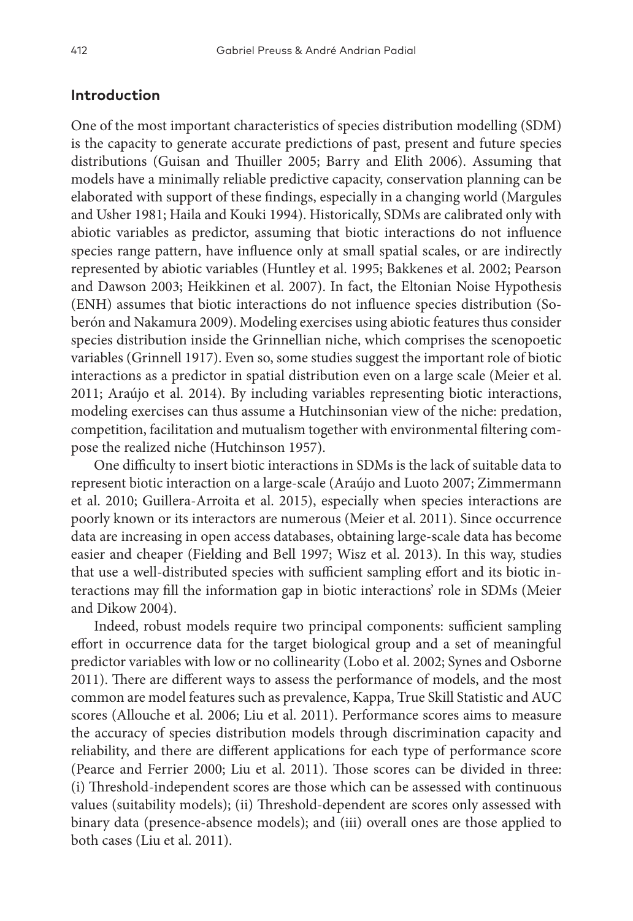## Introduction

One of the most important characteristics of species distribution modelling (SDM) is the capacity to generate accurate predictions of past, present and future species distributions (Guisan and Thuiller 2005; Barry and Elith 2006). Assuming that models have a minimally reliable predictive capacity, conservation planning can be elaborated with support of these findings, especially in a changing world (Margules and Usher 1981; Haila and Kouki 1994). Historically, SDMs are calibrated only with abiotic variables as predictor, assuming that biotic interactions do not influence species range pattern, have influence only at small spatial scales, or are indirectly represented by abiotic variables (Huntley et al. 1995; Bakkenes et al. 2002; Pearson and Dawson 2003; Heikkinen et al. 2007). In fact, the Eltonian Noise Hypothesis (ENH) assumes that biotic interactions do not influence species distribution (Soberón and Nakamura 2009). Modeling exercises using abiotic features thus consider species distribution inside the Grinnellian niche, which comprises the scenopoetic variables (Grinnell 1917). Even so, some studies suggest the important role of biotic interactions as a predictor in spatial distribution even on a large scale (Meier et al. 2011; Araújo et al. 2014). By including variables representing biotic interactions, modeling exercises can thus assume a Hutchinsonian view of the niche: predation, competition, facilitation and mutualism together with environmental filtering compose the realized niche (Hutchinson 1957).

One difficulty to insert biotic interactions in SDMs is the lack of suitable data to represent biotic interaction on a large-scale (Araújo and Luoto 2007; Zimmermann et al. 2010; Guillera-Arroita et al. 2015), especially when species interactions are poorly known or its interactors are numerous (Meier et al. 2011). Since occurrence data are increasing in open access databases, obtaining large-scale data has become easier and cheaper (Fielding and Bell 1997; Wisz et al. 2013). In this way, studies that use a well-distributed species with sufficient sampling effort and its biotic interactions may fill the information gap in biotic interactions' role in SDMs (Meier and Dikow 2004).

Indeed, robust models require two principal components: sufficient sampling effort in occurrence data for the target biological group and a set of meaningful predictor variables with low or no collinearity (Lobo et al. 2002; Synes and Osborne 2011). There are different ways to assess the performance of models, and the most common are model features such as prevalence, Kappa, True Skill Statistic and AUC scores (Allouche et al. 2006; Liu et al. 2011). Performance scores aims to measure the accuracy of species distribution models through discrimination capacity and reliability, and there are different applications for each type of performance score (Pearce and Ferrier 2000; Liu et al. 2011). Those scores can be divided in three: (i) Threshold-independent scores are those which can be assessed with continuous values (suitability models); (ii) Threshold-dependent are scores only assessed with binary data (presence-absence models); and (iii) overall ones are those applied to both cases (Liu et al. 2011).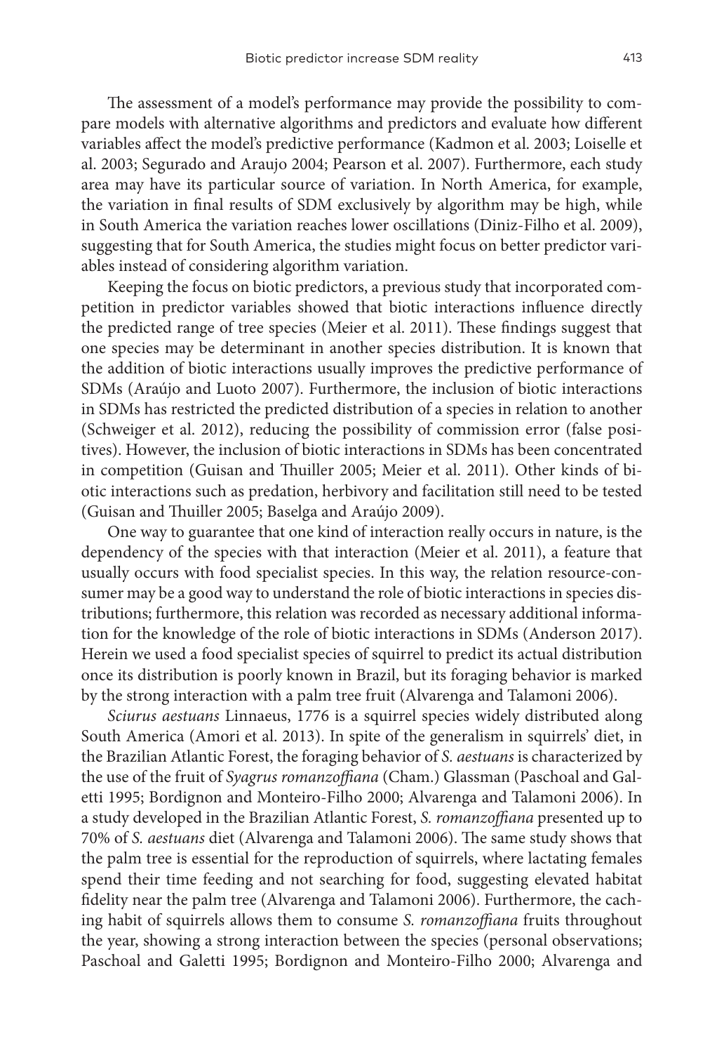The assessment of a model's performance may provide the possibility to compare models with alternative algorithms and predictors and evaluate how different variables affect the model's predictive performance (Kadmon et al. 2003; Loiselle et al. 2003; Segurado and Araujo 2004; Pearson et al. 2007). Furthermore, each study area may have its particular source of variation. In North America, for example, the variation in final results of SDM exclusively by algorithm may be high, while in South America the variation reaches lower oscillations (Diniz-Filho et al. 2009), suggesting that for South America, the studies might focus on better predictor variables instead of considering algorithm variation.

Keeping the focus on biotic predictors, a previous study that incorporated competition in predictor variables showed that biotic interactions influence directly the predicted range of tree species (Meier et al. 2011). These findings suggest that one species may be determinant in another species distribution. It is known that the addition of biotic interactions usually improves the predictive performance of SDMs (Araújo and Luoto 2007). Furthermore, the inclusion of biotic interactions in SDMs has restricted the predicted distribution of a species in relation to another (Schweiger et al. 2012), reducing the possibility of commission error (false positives). However, the inclusion of biotic interactions in SDMs has been concentrated in competition (Guisan and Thuiller 2005; Meier et al. 2011). Other kinds of biotic interactions such as predation, herbivory and facilitation still need to be tested (Guisan and Thuiller 2005; Baselga and Araújo 2009).

One way to guarantee that one kind of interaction really occurs in nature, is the dependency of the species with that interaction (Meier et al. 2011), a feature that usually occurs with food specialist species. In this way, the relation resource-consumer may be a good way to understand the role of biotic interactions in species distributions; furthermore, this relation was recorded as necessary additional information for the knowledge of the role of biotic interactions in SDMs (Anderson 2017). Herein we used a food specialist species of squirrel to predict its actual distribution once its distribution is poorly known in Brazil, but its foraging behavior is marked by the strong interaction with a palm tree fruit (Alvarenga and Talamoni 2006).

*Sciurus aestuans* Linnaeus, 1776 is a squirrel species widely distributed along South America (Amori et al. 2013). In spite of the generalism in squirrels' diet, in the Brazilian Atlantic Forest, the foraging behavior of *S. aestuans* is characterized by the use of the fruit of *Syagrus romanzoffiana* (Cham.) Glassman (Paschoal and Galetti 1995; Bordignon and Monteiro-Filho 2000; Alvarenga and Talamoni 2006). In a study developed in the Brazilian Atlantic Forest, *S. romanzoffiana* presented up to 70% of *S. aestuans* diet (Alvarenga and Talamoni 2006). The same study shows that the palm tree is essential for the reproduction of squirrels, where lactating females spend their time feeding and not searching for food, suggesting elevated habitat fidelity near the palm tree (Alvarenga and Talamoni 2006). Furthermore, the caching habit of squirrels allows them to consume *S. romanzoffiana* fruits throughout the year, showing a strong interaction between the species (personal observations; Paschoal and Galetti 1995; Bordignon and Monteiro-Filho 2000; Alvarenga and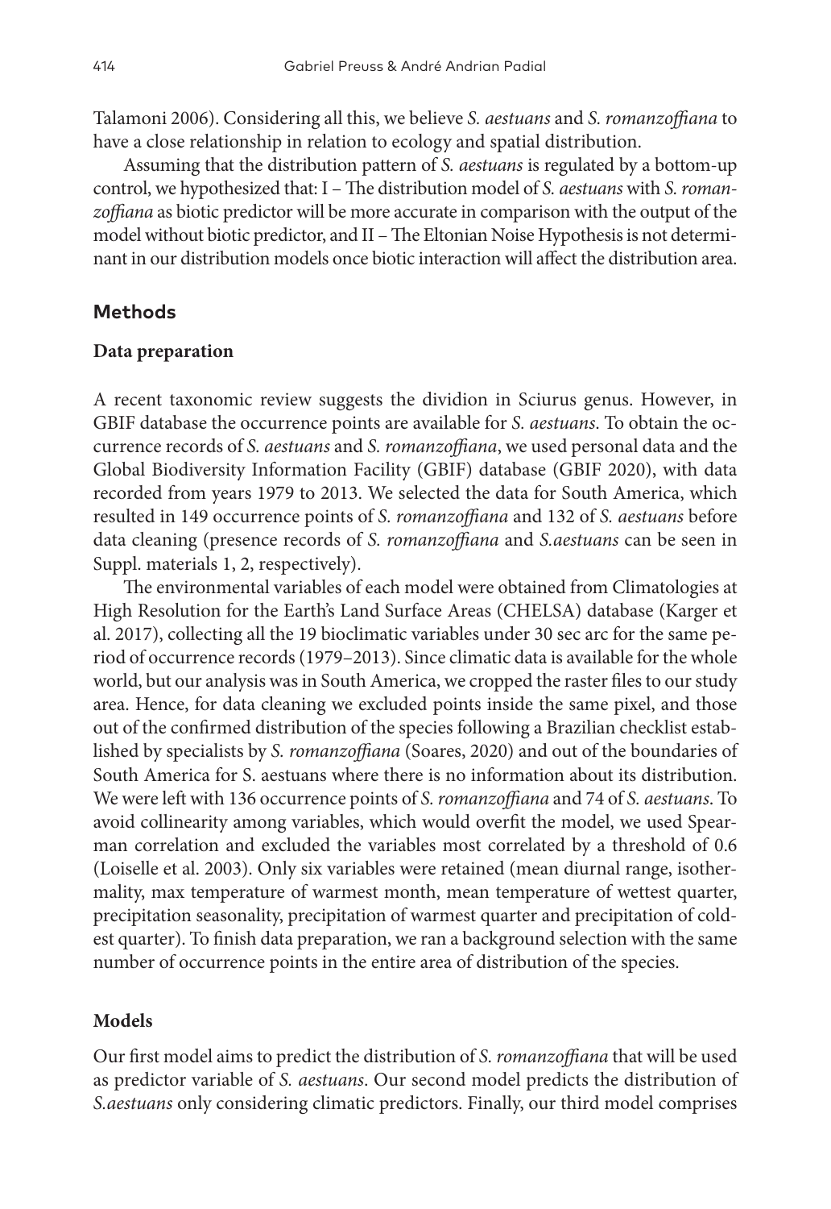Talamoni 2006). Considering all this, we believe *S. aestuans* and *S. romanzoffiana* to have a close relationship in relation to ecology and spatial distribution.

Assuming that the distribution pattern of *S. aestuans* is regulated by a bottom-up control, we hypothesized that: I – The distribution model of *S. aestuans* with *S. romanzoffiana* as biotic predictor will be more accurate in comparison with the output of the model without biotic predictor, and II – The Eltonian Noise Hypothesis is not determinant in our distribution models once biotic interaction will affect the distribution area.

## Methods

### Data preparation

A recent taxonomic review suggests the dividion in Sciurus genus. However, in GBIF database the occurrence points are available for *S. aestuans*. To obtain the occurrence records of *S. aestuans* and *S. romanzoffiana*, we used personal data and the Global Biodiversity Information Facility (GBIF) database (GBIF 2020), with data recorded from years 1979 to 2013. We selected the data for South America, which resulted in 149 occurrence points of *S. romanzoffiana* and 132 of *S. aestuans* before data cleaning (presence records of *S. romanzoffiana* and *S.aestuans* can be seen in Suppl. materials 1, 2, respectively).

The environmental variables of each model were obtained from Climatologies at High Resolution for the Earth's Land Surface Areas (CHELSA) database (Karger et al. 2017), collecting all the 19 bioclimatic variables under 30 sec arc for the same period of occurrence records (1979–2013). Since climatic data is available for the whole world, but our analysis was in South America, we cropped the raster files to our study area. Hence, for data cleaning we excluded points inside the same pixel, and those out of the confirmed distribution of the species following a Brazilian checklist established by specialists by *S. romanzoffiana* (Soares, 2020) and out of the boundaries of South America for S. aestuans where there is no information about its distribution. We were left with 136 occurrence points of *S. romanzoffiana* and 74 of *S. aestuans*. To avoid collinearity among variables, which would overfit the model, we used Spearman correlation and excluded the variables most correlated by a threshold of 0.6 (Loiselle et al. 2003). Only six variables were retained (mean diurnal range, isothermality, max temperature of warmest month, mean temperature of wettest quarter, precipitation seasonality, precipitation of warmest quarter and precipitation of coldest quarter). To finish data preparation, we ran a background selection with the same number of occurrence points in the entire area of distribution of the species.

### Models

Our first model aims to predict the distribution of *S. romanzoffiana* that will be used as predictor variable of *S. aestuans*. Our second model predicts the distribution of *S.aestuans* only considering climatic predictors. Finally, our third model comprises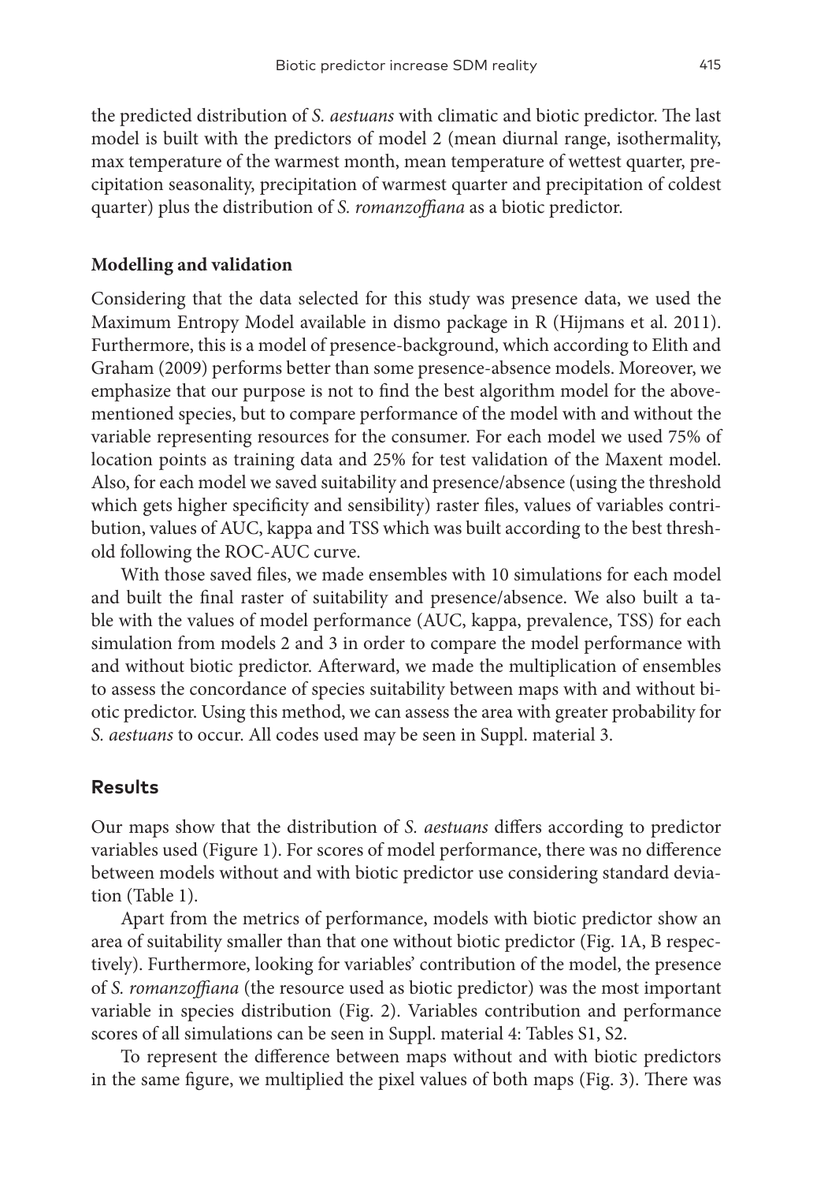the predicted distribution of *S. aestuans* with climatic and biotic predictor. The last model is built with the predictors of model 2 (mean diurnal range, isothermality, max temperature of the warmest month, mean temperature of wettest quarter, precipitation seasonality, precipitation of warmest quarter and precipitation of coldest quarter) plus the distribution of *S. romanzoffiana* as a biotic predictor.

### Modelling and validation

Considering that the data selected for this study was presence data, we used the Maximum Entropy Model available in dismo package in R (Hijmans et al. 2011). Furthermore, this is a model of presence-background, which according to Elith and Graham (2009) performs better than some presence-absence models. Moreover, we emphasize that our purpose is not to find the best algorithm model for the above-mentioned species, but to compare performance of the model with and without the variable representing resources for the consumer. For each model we used 75% of location points as training data and 25% for test validation of the Maxent model. Also, for each model we saved suitability and presence/absence (using the threshold which gets higher specificity and sensibility) raster files, values of variables contribution, values of AUC, kappa and TSS which was built according to the best threshold following the ROC-AUC curve.

With those saved files, we made ensembles with 10 simulations for each model and built the final raster of suitability and presence/absence. We also built a table with the values of model performance (AUC, kappa, prevalence, TSS) for each simulation from models 2 and 3 in order to compare the model performance with and without biotic predictor. Afterward, we made the multiplication of ensembles to assess the concordance of species suitability between maps with and without biotic predictor. Using this method, we can assess the area with greater probability for *S. aestuans* to occur. All codes used may be seen in Suppl. material 3.

## Results

Our maps show that the distribution of *S. aestuans* differs according to predictor variables used (Figure 1). For scores of model performance, there was no difference between models without and with biotic predictor use considering standard deviation (Table 1).

Apart from the metrics of performance, models with biotic predictor show an area of suitability smaller than that one without biotic predictor (Fig. 1A, B respectively). Furthermore, looking for variables' contribution of the model, the presence of *S. romanzoffiana* (the resource used as biotic predictor) was the most important variable in species distribution (Fig. 2). Variables contribution and performance scores of all simulations can be seen in Suppl. material 4: Tables S1, S2.

To represent the difference between maps without and with biotic predictors in the same figure, we multiplied the pixel values of both maps (Fig. 3). There was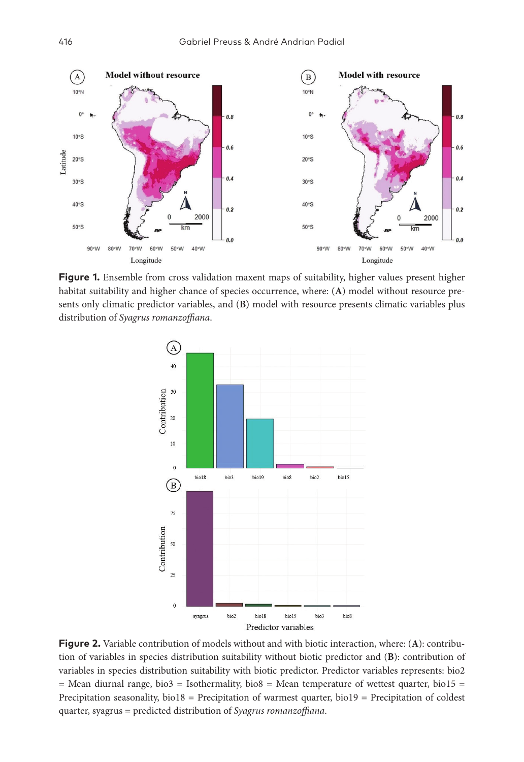**Figure 1.** Ensemble from cross validation maxent maps of suitability, higher values present higher habitat suitability and higher chance of species occurrence, where: (**A**) model without resource presents only climatic predictor variables, and (**B**) model with resource presents climatic variables plus distribution of *Syagrus romanzoffiana*.

**Figure 2.** Variable contribution of models without and with biotic interaction, where: (**A**): contribution of variables in species distribution suitability without biotic predictor and (**B**): contribution of variables in species distribution suitability with biotic predictor. Predictor variables represents: bio2 = Mean diurnal range, bio3 = Isothermality, bio8 = Mean temperature of wettest quarter, bio15 = Precipitation seasonality, bio18 = Precipitation of warmest quarter, bio19 = Precipitation of coldest quarter, syagrus = predicted distribution of *Syagrus romanzoffiana*.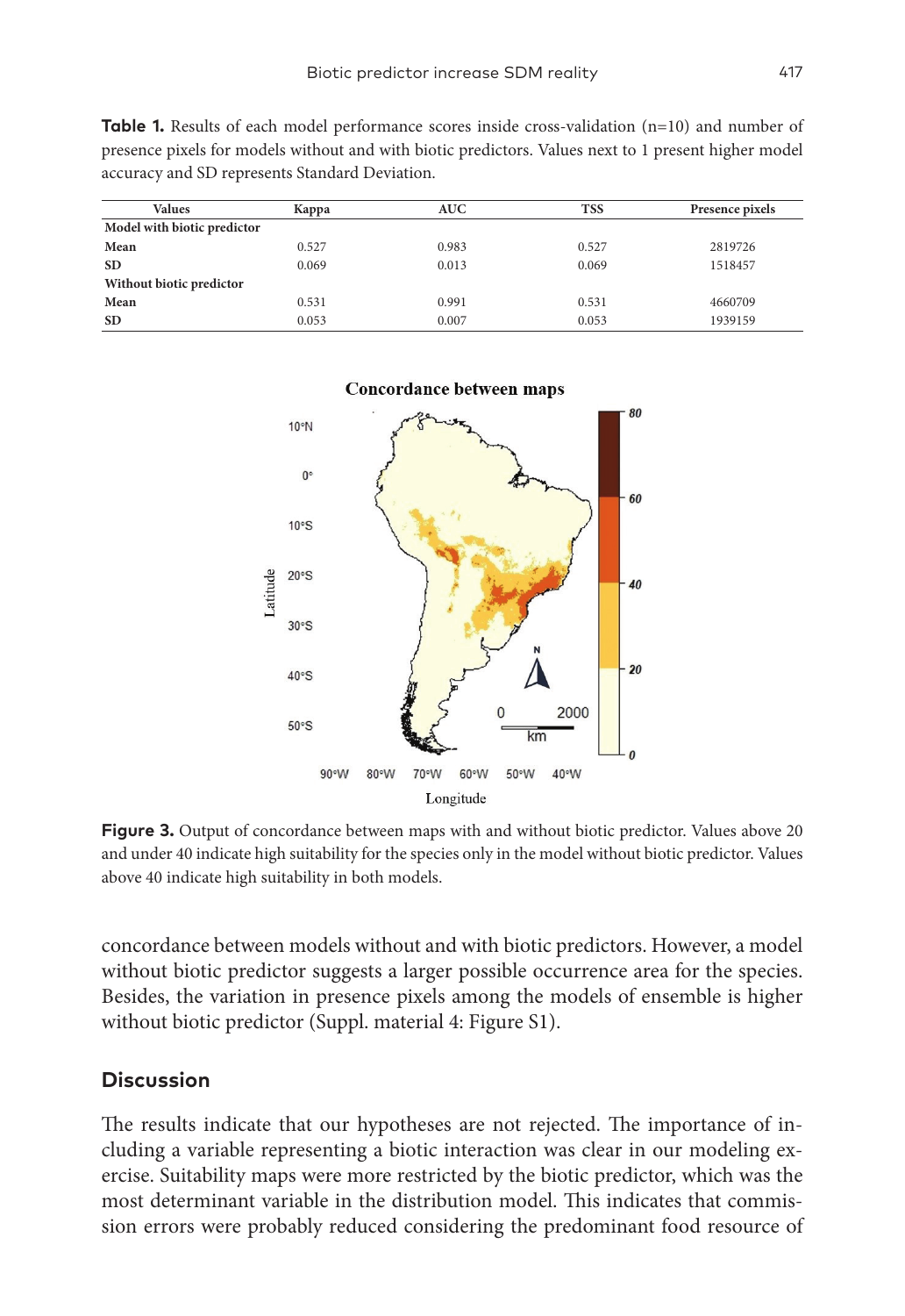**Table 1.** Results of each model performance scores inside cross-validation (n=10) and number of presence pixels for models without and with biotic predictors. Values next to 1 present higher model accuracy and SD represents Standard Deviation.

| Values | Kappa | AUC | TSS | Presence pixels |
|---|---|---|---|---|
| **Model with biotic predictor** | | | | |
| **Mean** | 0.527 | 0.983 | 0.527 | 2819726 |
| **SD** | 0.069 | 0.013 | 0.069 | 1518457 |
| **Without biotic predictor** | | | | |
| **Mean** | 0.531 | 0.991 | 0.531 | 4660709 |
| **SD** | 0.053 | 0.007 | 0.053 | 1939159 |

**Figure 3.** Output of concordance between maps with and without biotic predictor. Values above 20 and under 40 indicate high suitability for the species only in the model without biotic predictor. Values above 40 indicate high suitability in both models.

concordance between models without and with biotic predictors. However, a model without biotic predictor suggests a larger possible occurrence area for the species. Besides, the variation in presence pixels among the models of ensemble is higher without biotic predictor (Suppl. material 4: Figure S1).

## Discussion

The results indicate that our hypotheses are not rejected. The importance of including a variable representing a biotic interaction was clear in our modeling exercise. Suitability maps were more restricted by the biotic predictor, which was the most determinant variable in the distribution model. This indicates that commission errors were probably reduced considering the predominant food resource of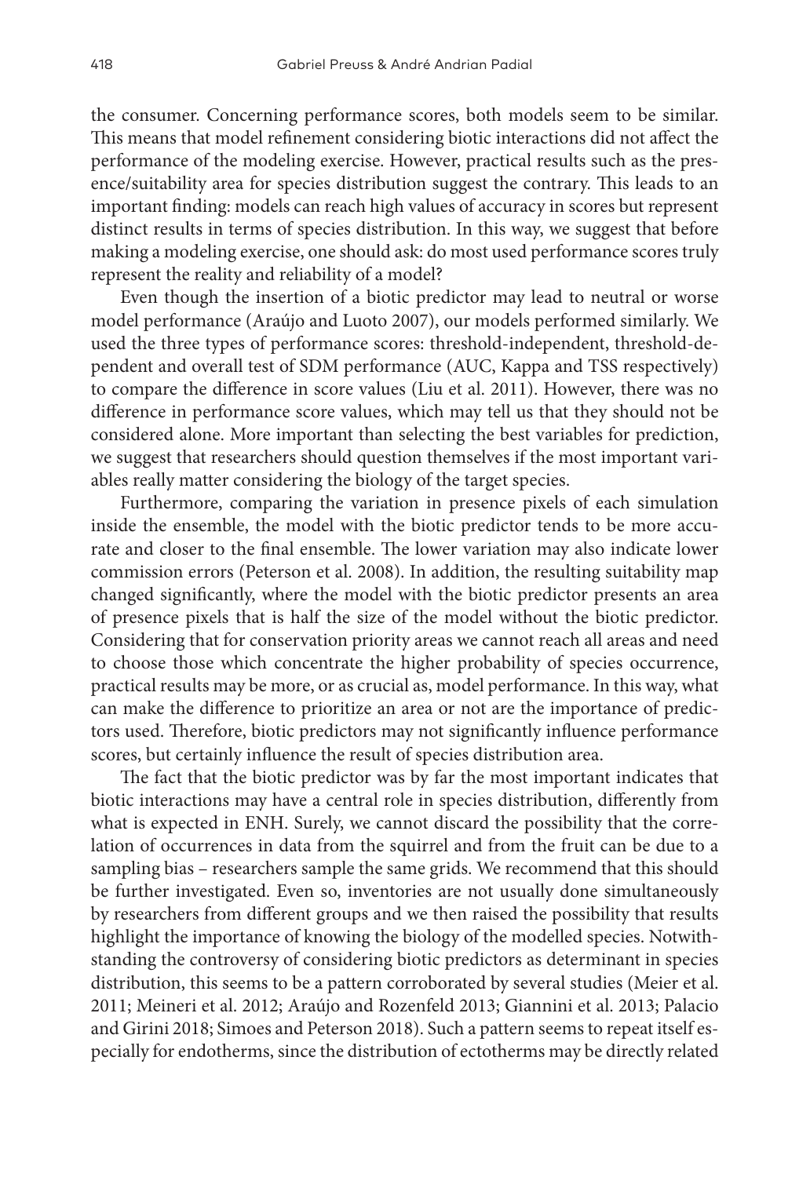the consumer. Concerning performance scores, both models seem to be similar. This means that model refinement considering biotic interactions did not affect the performance of the modeling exercise. However, practical results such as the presence/suitability area for species distribution suggest the contrary. This leads to an important finding: models can reach high values of accuracy in scores but represent distinct results in terms of species distribution. In this way, we suggest that before making a modeling exercise, one should ask: do most used performance scores truly represent the reality and reliability of a model?

Even though the insertion of a biotic predictor may lead to neutral or worse model performance (Araújo and Luoto 2007), our models performed similarly. We used the three types of performance scores: threshold-independent, threshold-dependent and overall test of SDM performance (AUC, Kappa and TSS respectively) to compare the difference in score values (Liu et al. 2011). However, there was no difference in performance score values, which may tell us that they should not be considered alone. More important than selecting the best variables for prediction, we suggest that researchers should question themselves if the most important variables really matter considering the biology of the target species.

Furthermore, comparing the variation in presence pixels of each simulation inside the ensemble, the model with the biotic predictor tends to be more accurate and closer to the final ensemble. The lower variation may also indicate lower commission errors (Peterson et al. 2008). In addition, the resulting suitability map changed significantly, where the model with the biotic predictor presents an area of presence pixels that is half the size of the model without the biotic predictor. Considering that for conservation priority areas we cannot reach all areas and need to choose those which concentrate the higher probability of species occurrence, practical results may be more, or as crucial as, model performance. In this way, what can make the difference to prioritize an area or not are the importance of predictors used. Therefore, biotic predictors may not significantly influence performance scores, but certainly influence the result of species distribution area.

The fact that the biotic predictor was by far the most important indicates that biotic interactions may have a central role in species distribution, differently from what is expected in ENH. Surely, we cannot discard the possibility that the correlation of occurrences in data from the squirrel and from the fruit can be due to a sampling bias – researchers sample the same grids. We recommend that this should be further investigated. Even so, inventories are not usually done simultaneously by researchers from different groups and we then raised the possibility that results highlight the importance of knowing the biology of the modelled species. Notwithstanding the controversy of considering biotic predictors as determinant in species distribution, this seems to be a pattern corroborated by several studies (Meier et al. 2011; Meineri et al. 2012; Araújo and Rozenfeld 2013; Giannini et al. 2013; Palacio and Girini 2018; Simoes and Peterson 2018). Such a pattern seems to repeat itself especially for endotherms, since the distribution of ectotherms may be directly related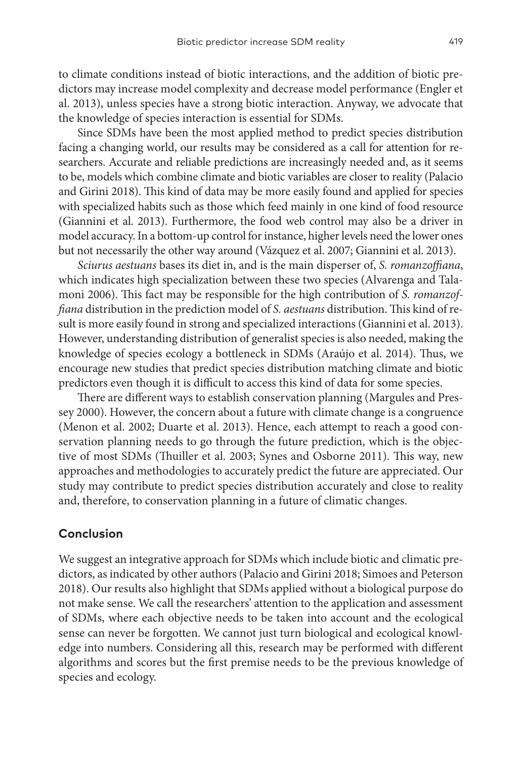to climate conditions instead of biotic interactions, and the addition of biotic predictors may increase model complexity and decrease model performance (Engler et al. 2013), unless species have a strong biotic interaction. Anyway, we advocate that the knowledge of species interaction is essential for SDMs.

Since SDMs have been the most applied method to predict species distribution facing a changing world, our results may be considered as a call for attention for researchers. Accurate and reliable predictions are increasingly needed and, as it seems to be, models which combine climate and biotic variables are closer to reality (Palacio and Girini 2018). This kind of data may be more easily found and applied for species with specialized habits such as those which feed mainly in one kind of food resource (Giannini et al. 2013). Furthermore, the food web control may also be a driver in model accuracy. In a bottom-up control for instance, higher levels need the lower ones but not necessarily the other way around (Vázquez et al. 2007; Giannini et al. 2013).

*Sciurus aestuans* bases its diet in, and is the main disperser of, *S. romanzoffiana*, which indicates high specialization between these two species (Alvarenga and Talamoni 2006). This fact may be responsible for the high contribution of *S. romanzoffiana* distribution in the prediction model of *S. aestuans* distribution. This kind of result is more easily found in strong and specialized interactions (Giannini et al. 2013). However, understanding distribution of generalist species is also needed, making the knowledge of species ecology a bottleneck in SDMs (Araújo et al. 2014). Thus, we encourage new studies that predict species distribution matching climate and biotic predictors even though it is difficult to access this kind of data for some species.

There are different ways to establish conservation planning (Margules and Pressey 2000). However, the concern about a future with climate change is a congruence (Menon et al. 2002; Duarte et al. 2013). Hence, each attempt to reach a good conservation planning needs to go through the future prediction, which is the objective of most SDMs (Thuiller et al. 2003; Synes and Osborne 2011). This way, new approaches and methodologies to accurately predict the future are appreciated. Our study may contribute to predict species distribution accurately and close to reality and, therefore, to conservation planning in a future of climatic changes.

## Conclusion

We suggest an integrative approach for SDMs which include biotic and climatic predictors, as indicated by other authors (Palacio and Girini 2018; Simoes and Peterson 2018). Our results also highlight that SDMs applied without a biological purpose do not make sense. We call the researchers' attention to the application and assessment of SDMs, where each objective needs to be taken into account and the ecological sense can never be forgotten. We cannot just turn biological and ecological knowledge into numbers. Considering all this, research may be performed with different algorithms and scores but the first premise needs to be the previous knowledge of species and ecology.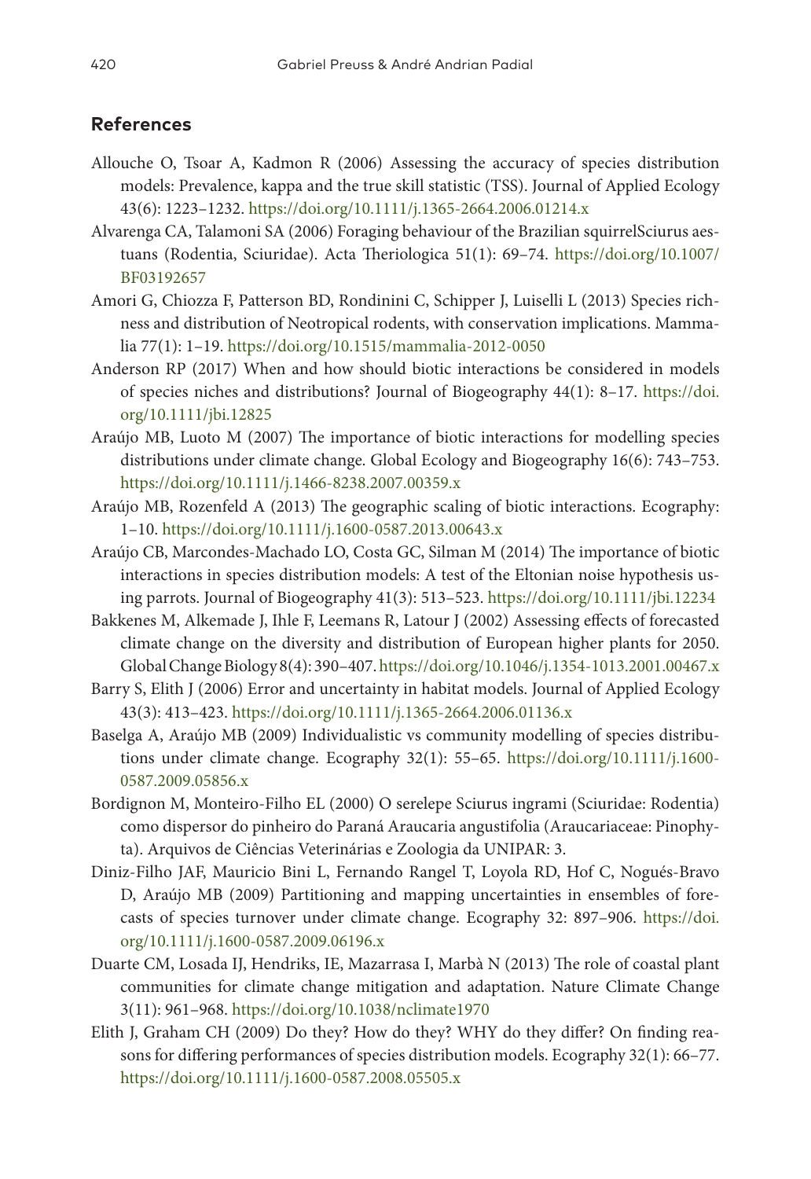## References

Allouche O, Tsoar A, Kadmon R (2006) Assessing the accuracy of species distribution models: Prevalence, kappa and the true skill statistic (TSS). Journal of Applied Ecology 43(6): 1223–1232. https://doi.org/10.1111/j.1365-2664.2006.01214.x

Alvarenga CA, Talamoni SA (2006) Foraging behaviour of the Brazilian squirrelSciurus aestuans (Rodentia, Sciuridae). Acta Theriologica 51(1): 69–74. https://doi.org/10.1007/BF03192657

Amori G, Chiozza F, Patterson BD, Rondinini C, Schipper J, Luiselli L (2013) Species richness and distribution of Neotropical rodents, with conservation implications. Mammalia 77(1): 1–19. https://doi.org/10.1515/mammalia-2012-0050

Anderson RP (2017) When and how should biotic interactions be considered in models of species niches and distributions? Journal of Biogeography 44(1): 8–17. https://doi.org/10.1111/jbi.12825

Araújo MB, Luoto M (2007) The importance of biotic interactions for modelling species distributions under climate change. Global Ecology and Biogeography 16(6): 743–753. https://doi.org/10.1111/j.1466-8238.2007.00359.x

Araújo MB, Rozenfeld A (2013) The geographic scaling of biotic interactions. Ecography: 1–10. https://doi.org/10.1111/j.1600-0587.2013.00643.x

Araújo CB, Marcondes-Machado LO, Costa GC, Silman M (2014) The importance of biotic interactions in species distribution models: A test of the Eltonian noise hypothesis using parrots. Journal of Biogeography 41(3): 513–523. https://doi.org/10.1111/jbi.12234

Bakkenes M, Alkemade J, Ihle F, Leemans R, Latour J (2002) Assessing effects of forecasted climate change on the diversity and distribution of European higher plants for 2050. Global Change Biology 8(4): 390–407. https://doi.org/10.1046/j.1354-1013.2001.00467.x

Barry S, Elith J (2006) Error and uncertainty in habitat models. Journal of Applied Ecology 43(3): 413–423. https://doi.org/10.1111/j.1365-2664.2006.01136.x

Baselga A, Araújo MB (2009) Individualistic vs community modelling of species distributions under climate change. Ecography 32(1): 55–65. https://doi.org/10.1111/j.1600-0587.2009.05856.x

Bordignon M, Monteiro-Filho EL (2000) O serelepe Sciurus ingrami (Sciuridae: Rodentia) como dispersor do pinheiro do Paraná Araucaria angustifolia (Araucariaceae: Pinophyta). Arquivos de Ciências Veterinárias e Zoologia da UNIPAR: 3.

Diniz-Filho JAF, Mauricio Bini L, Fernando Rangel T, Loyola RD, Hof C, Nogués-Bravo D, Araújo MB (2009) Partitioning and mapping uncertainties in ensembles of forecasts of species turnover under climate change. Ecography 32: 897–906. https://doi.org/10.1111/j.1600-0587.2009.06196.x

Duarte CM, Losada IJ, Hendriks, IE, Mazarrasa I, Marbà N (2013) The role of coastal plant communities for climate change mitigation and adaptation. Nature Climate Change 3(11): 961–968. https://doi.org/10.1038/nclimate1970

Elith J, Graham CH (2009) Do they? How do they? WHY do they differ? On finding reasons for differing performances of species distribution models. Ecography 32(1): 66–77. https://doi.org/10.1111/j.1600-0587.2008.05505.x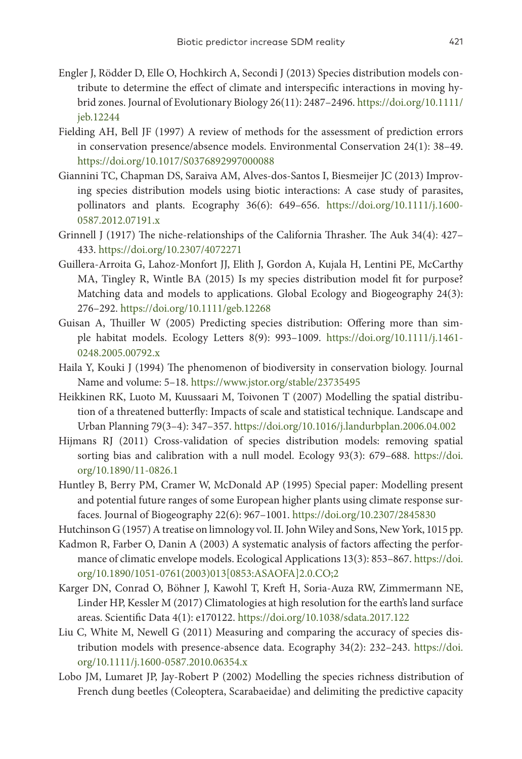Engler J, Rödder D, Elle O, Hochkirch A, Secondi J (2013) Species distribution models contribute to determine the effect of climate and interspecific interactions in moving hybrid zones. Journal of Evolutionary Biology 26(11): 2487–2496. https://doi.org/10.1111/jeb.12244

Fielding AH, Bell JF (1997) A review of methods for the assessment of prediction errors in conservation presence/absence models. Environmental Conservation 24(1): 38–49. https://doi.org/10.1017/S0376892997000088

Giannini TC, Chapman DS, Saraiva AM, Alves-dos-Santos I, Biesmeijer JC (2013) Improving species distribution models using biotic interactions: A case study of parasites, pollinators and plants. Ecography 36(6): 649–656. https://doi.org/10.1111/j.1600-0587.2012.07191.x

Grinnell J (1917) The niche-relationships of the California Thrasher. The Auk 34(4): 427–433. https://doi.org/10.2307/4072271

Guillera-Arroita G, Lahoz-Monfort JJ, Elith J, Gordon A, Kujala H, Lentini PE, McCarthy MA, Tingley R, Wintle BA (2015) Is my species distribution model fit for purpose? Matching data and models to applications. Global Ecology and Biogeography 24(3): 276–292. https://doi.org/10.1111/geb.12268

Guisan A, Thuiller W (2005) Predicting species distribution: Offering more than simple habitat models. Ecology Letters 8(9): 993–1009. https://doi.org/10.1111/j.1461-0248.2005.00792.x

Haila Y, Kouki J (1994) The phenomenon of biodiversity in conservation biology. Journal Name and volume: 5–18. https://www.jstor.org/stable/23735495

Heikkinen RK, Luoto M, Kuussaari M, Toivonen T (2007) Modelling the spatial distribution of a threatened butterfly: Impacts of scale and statistical technique. Landscape and Urban Planning 79(3–4): 347–357. https://doi.org/10.1016/j.landurbplan.2006.04.002

Hijmans RJ (2011) Cross-validation of species distribution models: removing spatial sorting bias and calibration with a null model. Ecology 93(3): 679–688. https://doi.org/10.1890/11-0826.1

Huntley B, Berry PM, Cramer W, McDonald AP (1995) Special paper: Modelling present and potential future ranges of some European higher plants using climate response surfaces. Journal of Biogeography 22(6): 967–1001. https://doi.org/10.2307/2845830

Hutchinson G (1957) A treatise on limnology vol. II. John Wiley and Sons, New York, 1015 pp.

Kadmon R, Farber O, Danin A (2003) A systematic analysis of factors affecting the performance of climatic envelope models. Ecological Applications 13(3): 853–867. https://doi.org/10.1890/1051-0761(2003)013[0853:ASAOFA]2.0.CO;2

Karger DN, Conrad O, Böhner J, Kawohl T, Kreft H, Soria-Auza RW, Zimmermann NE, Linder HP, Kessler M (2017) Climatologies at high resolution for the earth's land surface areas. Scientific Data 4(1): e170122. https://doi.org/10.1038/sdata.2017.122

Liu C, White M, Newell G (2011) Measuring and comparing the accuracy of species distribution models with presence-absence data. Ecography 34(2): 232–243. https://doi.org/10.1111/j.1600-0587.2010.06354.x

Lobo JM, Lumaret JP, Jay-Robert P (2002) Modelling the species richness distribution of French dung beetles (Coleoptera, Scarabaeidae) and delimiting the predictive capacity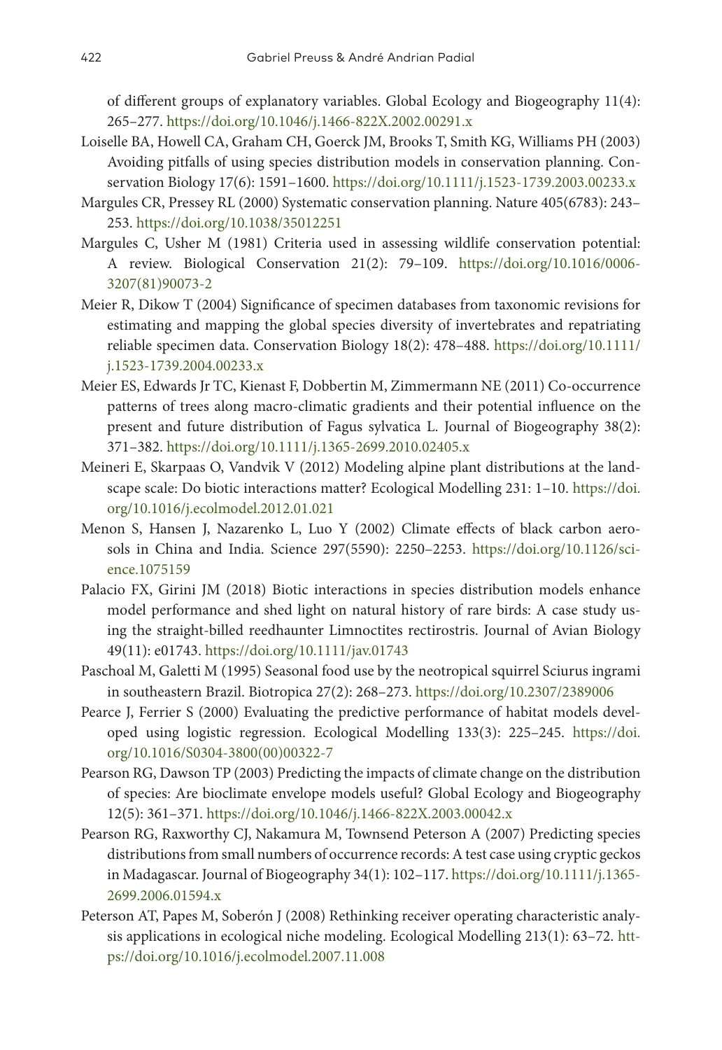of different groups of explanatory variables. Global Ecology and Biogeography 11(4): 265–277. https://doi.org/10.1046/j.1466-822X.2002.00291.x

Loiselle BA, Howell CA, Graham CH, Goerck JM, Brooks T, Smith KG, Williams PH (2003) Avoiding pitfalls of using species distribution models in conservation planning. Conservation Biology 17(6): 1591–1600. https://doi.org/10.1111/j.1523-1739.2003.00233.x

Margules CR, Pressey RL (2000) Systematic conservation planning. Nature 405(6783): 243–253. https://doi.org/10.1038/35012251

Margules C, Usher M (1981) Criteria used in assessing wildlife conservation potential: A review. Biological Conservation 21(2): 79–109. https://doi.org/10.1016/0006-3207(81)90073-2

Meier R, Dikow T (2004) Significance of specimen databases from taxonomic revisions for estimating and mapping the global species diversity of invertebrates and repatriating reliable specimen data. Conservation Biology 18(2): 478–488. https://doi.org/10.1111/j.1523-1739.2004.00233.x

Meier ES, Edwards Jr TC, Kienast F, Dobbertin M, Zimmermann NE (2011) Co-occurrence patterns of trees along macro-climatic gradients and their potential influence on the present and future distribution of Fagus sylvatica L. Journal of Biogeography 38(2): 371–382. https://doi.org/10.1111/j.1365-2699.2010.02405.x

Meineri E, Skarpaas O, Vandvik V (2012) Modeling alpine plant distributions at the landscape scale: Do biotic interactions matter? Ecological Modelling 231: 1–10. https://doi.org/10.1016/j.ecolmodel.2012.01.021

Menon S, Hansen J, Nazarenko L, Luo Y (2002) Climate effects of black carbon aerosols in China and India. Science 297(5590): 2250–2253. https://doi.org/10.1126/science.1075159

Palacio FX, Girini JM (2018) Biotic interactions in species distribution models enhance model performance and shed light on natural history of rare birds: A case study using the straight-billed reedhaunter Limnoctites rectirostris. Journal of Avian Biology 49(11): e01743. https://doi.org/10.1111/jav.01743

Paschoal M, Galetti M (1995) Seasonal food use by the neotropical squirrel Sciurus ingrami in southeastern Brazil. Biotropica 27(2): 268–273. https://doi.org/10.2307/2389006

Pearce J, Ferrier S (2000) Evaluating the predictive performance of habitat models developed using logistic regression. Ecological Modelling 133(3): 225–245. https://doi.org/10.1016/S0304-3800(00)00322-7

Pearson RG, Dawson TP (2003) Predicting the impacts of climate change on the distribution of species: Are bioclimate envelope models useful? Global Ecology and Biogeography 12(5): 361–371. https://doi.org/10.1046/j.1466-822X.2003.00042.x

Pearson RG, Raxworthy CJ, Nakamura M, Townsend Peterson A (2007) Predicting species distributions from small numbers of occurrence records: A test case using cryptic geckos in Madagascar. Journal of Biogeography 34(1): 102–117. https://doi.org/10.1111/j.1365-2699.2006.01594.x

Peterson AT, Papes M, Soberón J (2008) Rethinking receiver operating characteristic analysis applications in ecological niche modeling. Ecological Modelling 213(1): 63–72. https://doi.org/10.1016/j.ecolmodel.2007.11.008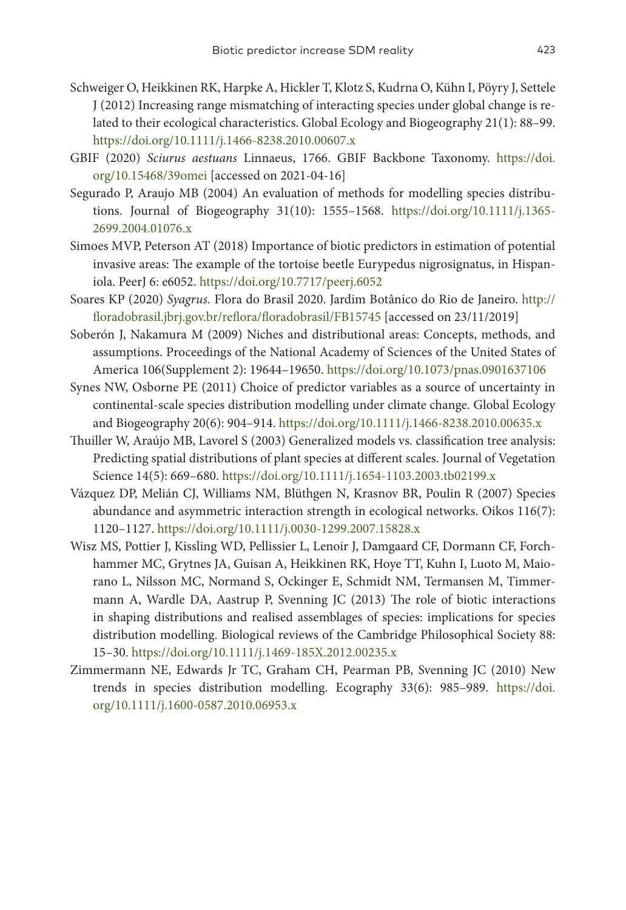Schweiger O, Heikkinen RK, Harpke A, Hickler T, Klotz S, Kudrna O, Kühn I, Pöyry J, Settele J (2012) Increasing range mismatching of interacting species under global change is related to their ecological characteristics. Global Ecology and Biogeography 21(1): 88–99. https://doi.org/10.1111/j.1466-8238.2010.00607.x

GBIF (2020) *Sciurus aestuans* Linnaeus, 1766. GBIF Backbone Taxonomy. https://doi.org/10.15468/39omei [accessed on 2021-04-16]

Segurado P, Araujo MB (2004) An evaluation of methods for modelling species distributions. Journal of Biogeography 31(10): 1555–1568. https://doi.org/10.1111/j.1365-2699.2004.01076.x

Simoes MVP, Peterson AT (2018) Importance of biotic predictors in estimation of potential invasive areas: The example of the tortoise beetle Eurypedus nigrosignatus, in Hispaniola. PeerJ 6: e6052. https://doi.org/10.7717/peerj.6052

Soares KP (2020) *Syagrus.* Flora do Brasil 2020. Jardim Botânico do Rio de Janeiro. http://floradobrasil.jbrj.gov.br/reflora/floradobrasil/FB15745 [accessed on 23/11/2019]

Soberón J, Nakamura M (2009) Niches and distributional areas: Concepts, methods, and assumptions. Proceedings of the National Academy of Sciences of the United States of America 106(Supplement 2): 19644–19650. https://doi.org/10.1073/pnas.0901637106

Synes NW, Osborne PE (2011) Choice of predictor variables as a source of uncertainty in continental-scale species distribution modelling under climate change. Global Ecology and Biogeography 20(6): 904–914. https://doi.org/10.1111/j.1466-8238.2010.00635.x

Thuiller W, Araújo MB, Lavorel S (2003) Generalized models vs. classification tree analysis: Predicting spatial distributions of plant species at different scales. Journal of Vegetation Science 14(5): 669–680. https://doi.org/10.1111/j.1654-1103.2003.tb02199.x

Vázquez DP, Melián CJ, Williams NM, Blüthgen N, Krasnov BR, Poulin R (2007) Species abundance and asymmetric interaction strength in ecological networks. Oikos 116(7): 1120–1127. https://doi.org/10.1111/j.0030-1299.2007.15828.x

Wisz MS, Pottier J, Kissling WD, Pellissier L, Lenoir J, Damgaard CF, Dormann CF, Forchhammer MC, Grytnes JA, Guisan A, Heikkinen RK, Hoye TT, Kuhn I, Luoto M, Maiorano L, Nilsson MC, Normand S, Ockinger E, Schmidt NM, Termansen M, Timmermann A, Wardle DA, Aastrup P, Svenning JC (2013) The role of biotic interactions in shaping distributions and realised assemblages of species: implications for species distribution modelling. Biological reviews of the Cambridge Philosophical Society 88: 15–30. https://doi.org/10.1111/j.1469-185X.2012.00235.x

Zimmermann NE, Edwards Jr TC, Graham CH, Pearman PB, Svenning JC (2010) New trends in species distribution modelling. Ecography 33(6): 985–989. https://doi.org/10.1111/j.1600-0587.2010.06953.x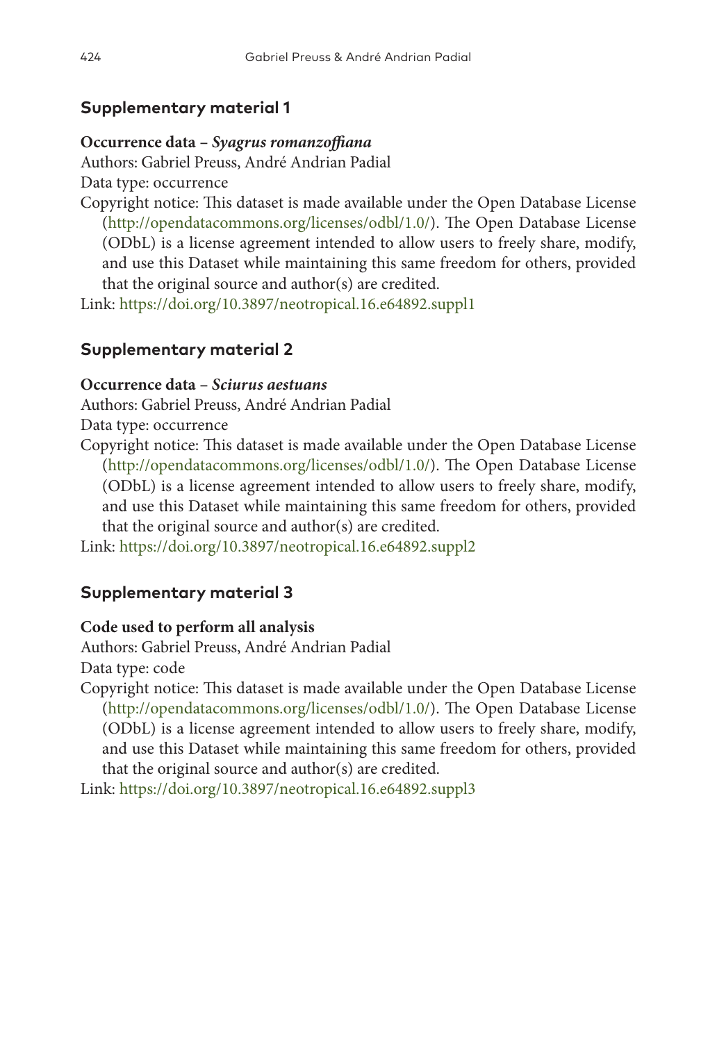## Supplementary material 1

**Occurrence data – *Syagrus romanzoffiana***

Authors: Gabriel Preuss, André Andrian Padial

Data type: occurrence

Copyright notice: This dataset is made available under the Open Database License (http://opendatacommons.org/licenses/odbl/1.0/). The Open Database License (ODbL) is a license agreement intended to allow users to freely share, modify, and use this Dataset while maintaining this same freedom for others, provided that the original source and author(s) are credited.

Link: https://doi.org/10.3897/neotropical.16.e64892.suppl1

## Supplementary material 2

**Occurrence data – *Sciurus aestuans***

Authors: Gabriel Preuss, André Andrian Padial

Data type: occurrence

Copyright notice: This dataset is made available under the Open Database License (http://opendatacommons.org/licenses/odbl/1.0/). The Open Database License (ODbL) is a license agreement intended to allow users to freely share, modify, and use this Dataset while maintaining this same freedom for others, provided that the original source and author(s) are credited.

Link: https://doi.org/10.3897/neotropical.16.e64892.suppl2

## Supplementary material 3

**Code used to perform all analysis**

Authors: Gabriel Preuss, André Andrian Padial

Data type: code

Copyright notice: This dataset is made available under the Open Database License (http://opendatacommons.org/licenses/odbl/1.0/). The Open Database License (ODbL) is a license agreement intended to allow users to freely share, modify, and use this Dataset while maintaining this same freedom for others, provided that the original source and author(s) are credited.

Link: https://doi.org/10.3897/neotropical.16.e64892.suppl3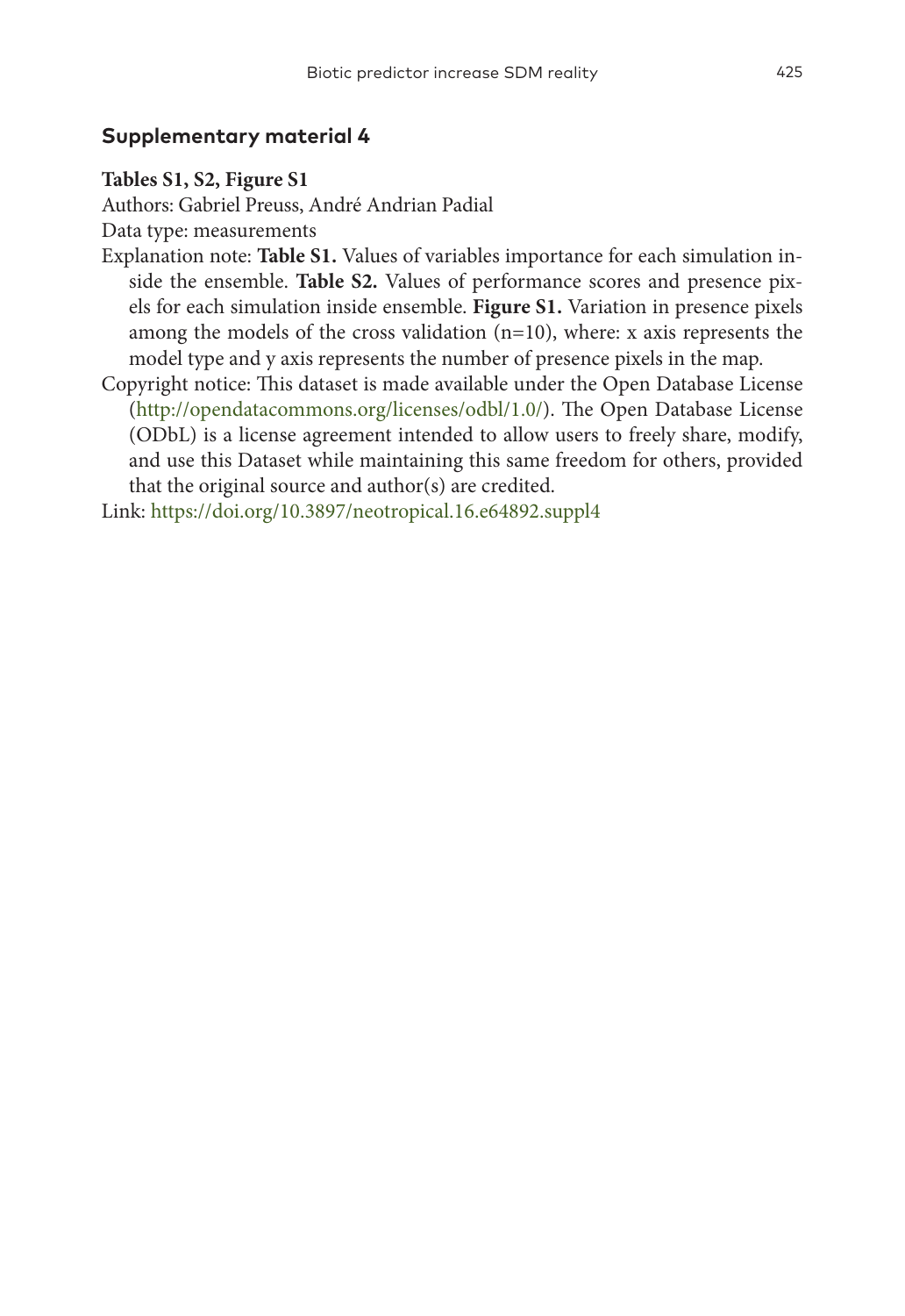## Supplementary material 4

**Tables S1, S2, Figure S1**

Authors: Gabriel Preuss, André Andrian Padial

Data type: measurements

Explanation note: **Table S1.** Values of variables importance for each simulation inside the ensemble. **Table S2.** Values of performance scores and presence pixels for each simulation inside ensemble. **Figure S1.** Variation in presence pixels among the models of the cross validation (n=10), where: x axis represents the model type and y axis represents the number of presence pixels in the map.

Copyright notice: This dataset is made available under the Open Database License (http://opendatacommons.org/licenses/odbl/1.0/). The Open Database License (ODbL) is a license agreement intended to allow users to freely share, modify, and use this Dataset while maintaining this same freedom for others, provided that the original source and author(s) are credited.

Link: https://doi.org/10.3897/neotropical.16.e64892.suppl4